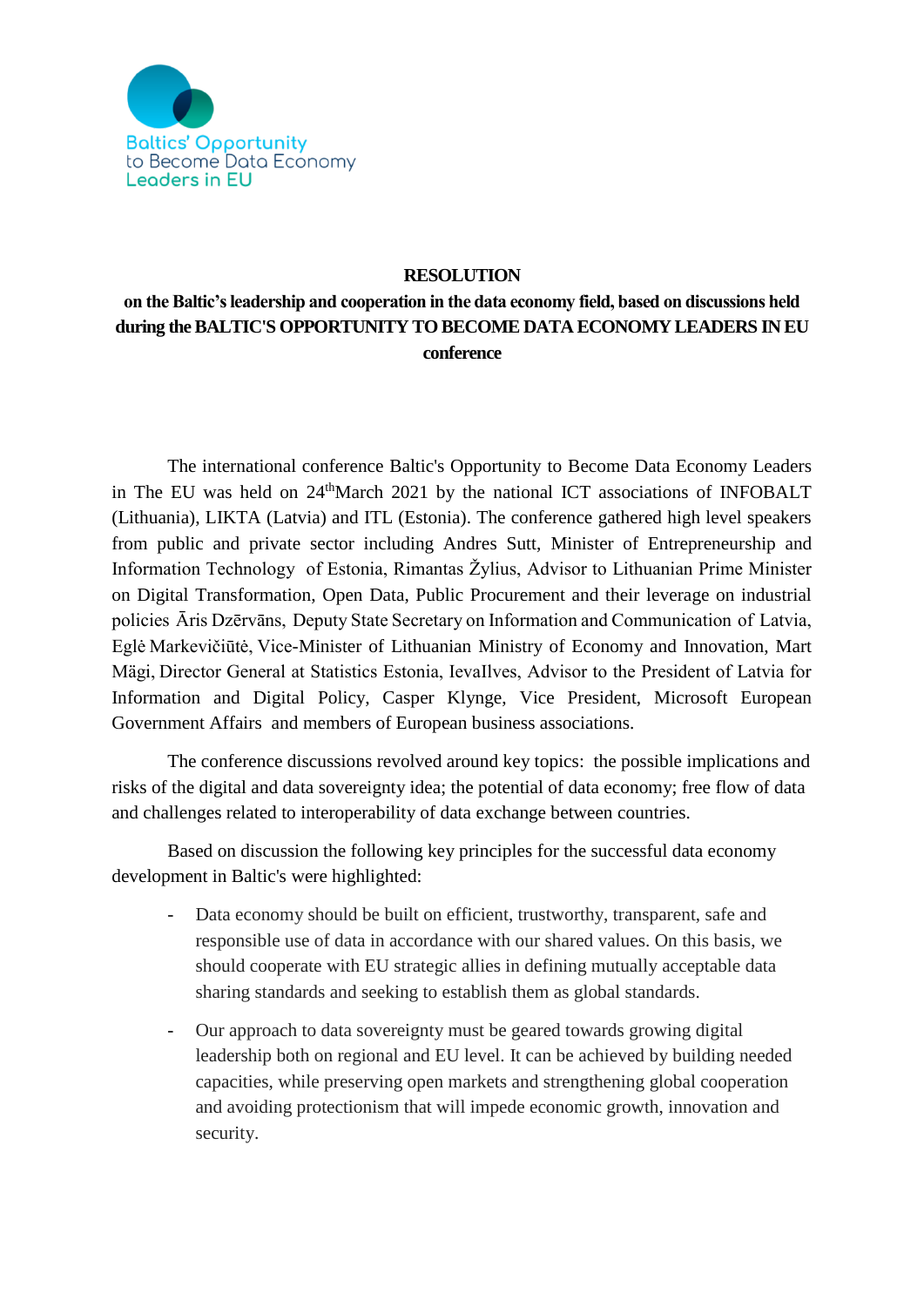Baltics' Opportunity to Become Data Economy Leaders in EU

**RESOLUTION**

**on the Baltic's leadership and cooperation in the data economy field, based on discussions held during the BALTIC'S OPPORTUNITY TO BECOME DATA ECONOMY LEADERS IN EU conference**

The international conference Baltic's Opportunity to Become Data Economy Leaders in The EU was held on 24thMarch 2021 by the national ICT associations of INFOBALT (Lithuania), LIKTA (Latvia) and ITL (Estonia). The conference gathered high level speakers from public and private sector including Andres Sutt, Minister of Entrepreneurship and Information Technology of Estonia, Rimantas Žylius, Advisor to Lithuanian Prime Minister on Digital Transformation, Open Data, Public Procurement and their leverage on industrial policies Āris Dzērvāns, Deputy State Secretary on Information and Communication of Latvia, Eglė Markevičiūtė, Vice-Minister of Lithuanian Ministry of Economy and Innovation, Mart Mägi, Director General at Statistics Estonia, IevaIlves, Advisor to the President of Latvia for Information and Digital Policy, Casper Klynge, Vice President, Microsoft European Government Affairs and members of European business associations.

The conference discussions revolved around key topics: the possible implications and risks of the digital and data sovereignty idea; the potential of data economy; free flow of data and challenges related to interoperability of data exchange between countries.

Based on discussion the following key principles for the successful data economy development in Baltic's were highlighted:

- Data economy should be built on efficient, trustworthy, transparent, safe and responsible use of data in accordance with our shared values. On this basis, we should cooperate with EU strategic allies in defining mutually acceptable data sharing standards and seeking to establish them as global standards.
- Our approach to data sovereignty must be geared towards growing digital leadership both on regional and EU level. It can be achieved by building needed capacities, while preserving open markets and strengthening global cooperation and avoiding protectionism that will impede economic growth, innovation and security.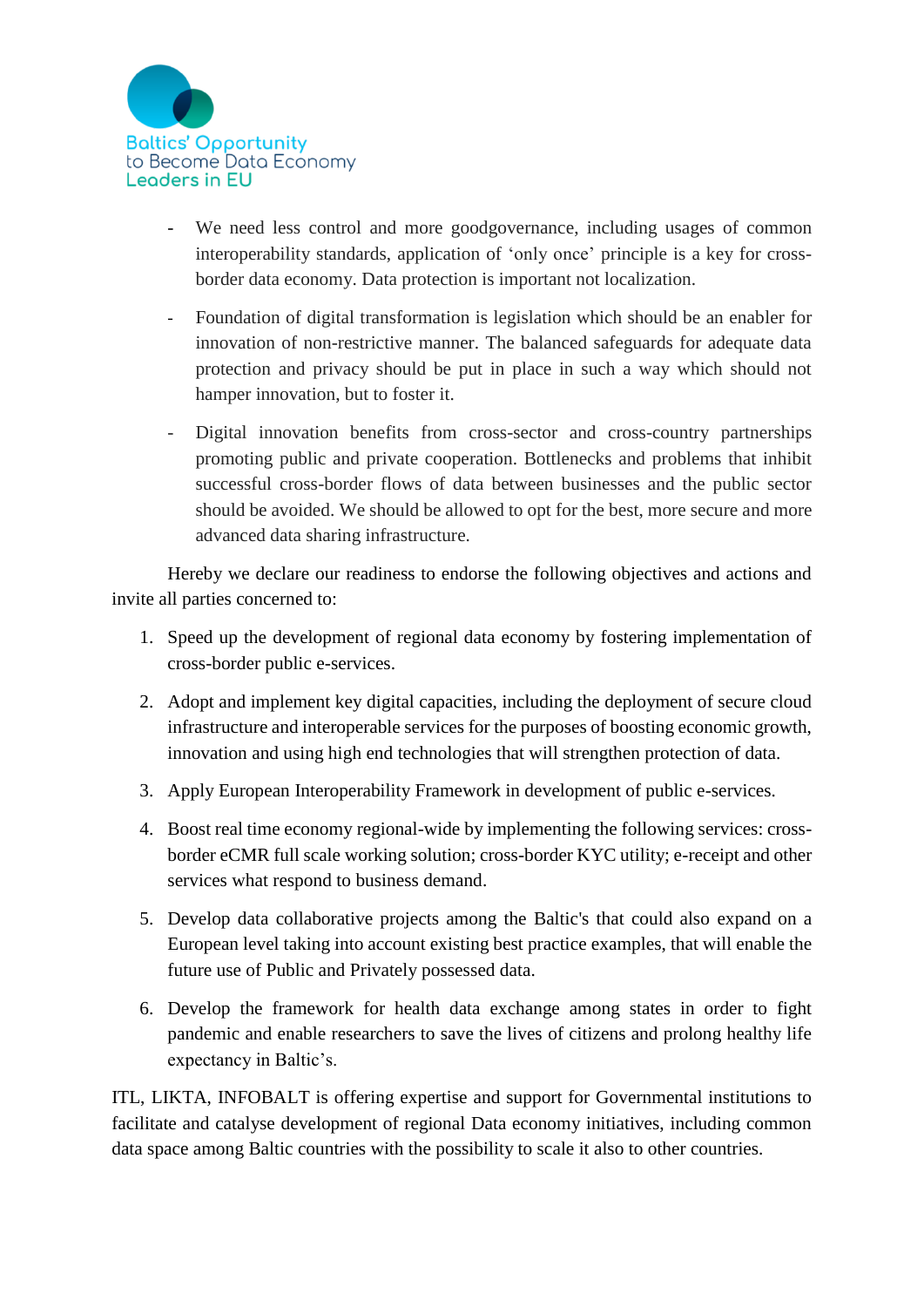- We need less control and more goodgovernance, including usages of common interoperability standards, application of 'only once' principle is a key for cross-border data economy. Data protection is important not localization.
- Foundation of digital transformation is legislation which should be an enabler for innovation of non-restrictive manner. The balanced safeguards for adequate data protection and privacy should be put in place in such a way which should not hamper innovation, but to foster it.
- Digital innovation benefits from cross-sector and cross-country partnerships promoting public and private cooperation. Bottlenecks and problems that inhibit successful cross-border flows of data between businesses and the public sector should be avoided. We should be allowed to opt for the best, more secure and more advanced data sharing infrastructure.

Hereby we declare our readiness to endorse the following objectives and actions and invite all parties concerned to:

1. Speed up the development of regional data economy by fostering implementation of cross-border public e-services.
2. Adopt and implement key digital capacities, including the deployment of secure cloud infrastructure and interoperable services for the purposes of boosting economic growth, innovation and using high end technologies that will strengthen protection of data.
3. Apply European Interoperability Framework in development of public e-services.
4. Boost real time economy regional-wide by implementing the following services: cross-border eCMR full scale working solution; cross-border KYC utility; e-receipt and other services what respond to business demand.
5. Develop data collaborative projects among the Baltic's that could also expand on a European level taking into account existing best practice examples, that will enable the future use of Public and Privately possessed data.
6. Develop the framework for health data exchange among states in order to fight pandemic and enable researchers to save the lives of citizens and prolong healthy life expectancy in Baltic's.

ITL, LIKTA, INFOBALT is offering expertise and support for Governmental institutions to facilitate and catalyse development of regional Data economy initiatives, including common data space among Baltic countries with the possibility to scale it also to other countries.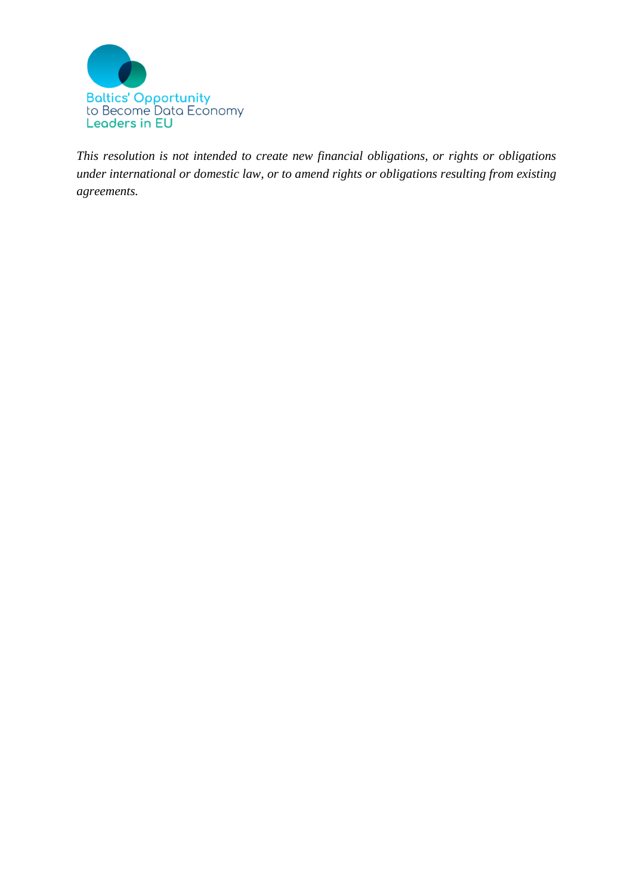*This resolution is not intended to create new financial obligations, or rights or obligations under international or domestic law, or to amend rights or obligations resulting from existing agreements.*